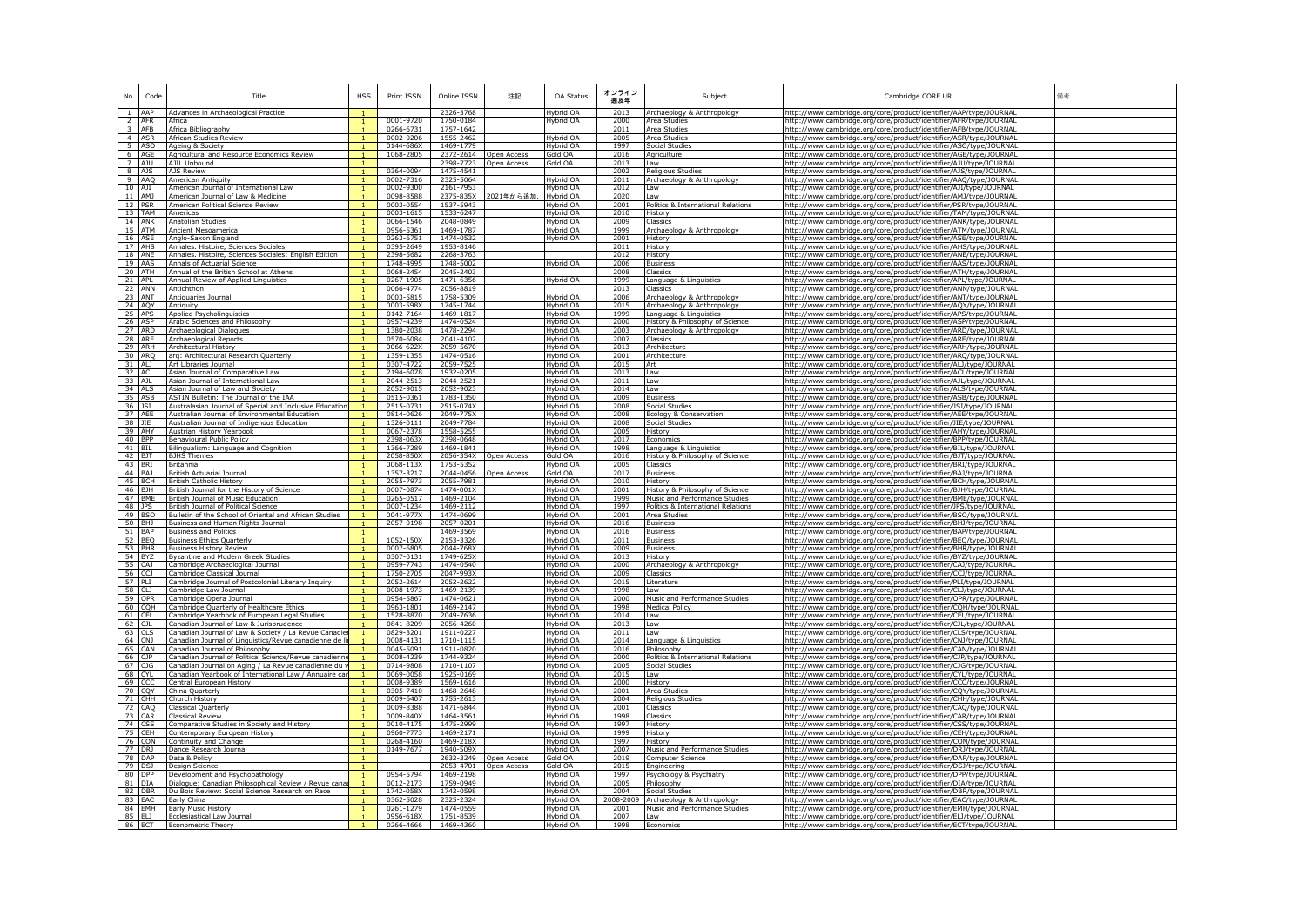| No. | Code | Title | HSS | Print ISSN | Online ISSN | 注記 | OA Status | オンライン遡及年 | Subject | Cambridge CORE URL | 備考 |
|---|---|---|---|---|---|---|---|---|---|---|---|
| 1 | AAP | Advances in Archaeological Practice | 1 | | 2326-3768 | | Hybrid OA | 2013 | Archaeology & Anthropology | http://www.cambridge.org/core/product/identifier/AAP/type/JOURNAL | |
| 2 | AFR | Africa | 1 | 0001-9720 | 1750-0184 | | Hybrid OA | 2000 | Area Studies | http://www.cambridge.org/core/product/identifier/AFR/type/JOURNAL | |
| 3 | AFB | Africa Bibliography | 1 | 0266-6731 | 1757-1642 | | | 2011 | Area Studies | http://www.cambridge.org/core/product/identifier/AFB/type/JOURNAL | |
| 4 | ASR | African Studies Review | 1 | 0002-0206 | 1555-2462 | | Hybrid OA | 2005 | Area Studies | http://www.cambridge.org/core/product/identifier/ASR/type/JOURNAL | |
| 5 | ASO | Ageing & Society | 1 | 0144-686X | 1469-1779 | | Hybrid OA | 1997 | Social Studies | http://www.cambridge.org/core/product/identifier/ASO/type/JOURNAL | |
| 6 | AGE | Agricultural and Resource Economics Review | 1 | 1068-2805 | 2372-2614 | Open Access | Gold OA | 2016 | Agriculture | http://www.cambridge.org/core/product/identifier/AGE/type/JOURNAL | |
| 7 | AJU | AJIL Unbound | 1 | | 2398-7723 | Open Access | Gold OA | 2013 | Law | http://www.cambridge.org/core/product/identifier/AJU/type/JOURNAL | |
| 8 | AJS | AJS Review | 1 | 0364-0094 | 1475-4541 | | | 2002 | Religious Studies | http://www.cambridge.org/core/product/identifier/AJS/type/JOURNAL | |
| 9 | AAQ | American Antiquity | 1 | 0002-7316 | 2325-5064 | | Hybrid OA | 2011 | Archaeology & Anthropology | http://www.cambridge.org/core/product/identifier/AAQ/type/JOURNAL | |
| 10 | AJI | American Journal of International Law | 1 | 0002-9300 | 2161-7953 | | Hybrid OA | 2012 | Law | http://www.cambridge.org/core/product/identifier/AJI/type/JOURNAL | |
| 11 | AMJ | American Journal of Law & Medicine | 1 | 0098-8588 | 2375-835X | 2021年から追加. | Hybrid OA | 2020 | Law | http://www.cambridge.org/core/product/identifier/AMJ/type/JOURNAL | |
| 12 | PSR | American Political Science Review | 1 | 0003-0554 | 1537-5943 | | Hybrid OA | 2001 | Politics & International Relations | http://www.cambridge.org/core/product/identifier/PSR/type/JOURNAL | |
| 13 | TAM | Americas | 1 | 0003-1615 | 1533-6247 | | Hybrid OA | 2010 | History | http://www.cambridge.org/core/product/identifier/TAM/type/JOURNAL | |
| 14 | ANK | Anatolian Studies | 1 | 0066-1546 | 2048-0849 | | Hybrid OA | 2009 | Classics | http://www.cambridge.org/core/product/identifier/ANK/type/JOURNAL | |
| 15 | ATM | Ancient Mesoamerica | 1 | 0956-5361 | 1469-1787 | | Hybrid OA | 1999 | Archaeology & Anthropology | http://www.cambridge.org/core/product/identifier/ATM/type/JOURNAL | |
| 16 | ASE | Anglo-Saxon England | 1 | 0263-6751 | 1474-0532 | | Hybrid OA | 2001 | History | http://www.cambridge.org/core/product/identifier/ASE/type/JOURNAL | |
| 17 | AHS | Annales. Histoire, Sciences Sociales | 1 | 0395-2649 | 1953-8146 | | | 2011 | History | http://www.cambridge.org/core/product/identifier/AHS/type/JOURNAL | |
| 18 | ANE | Annales. Histoire, Sciences Sociales: English Edition | 1 | 2398-5682 | 2268-3763 | | | 2012 | History | http://www.cambridge.org/core/product/identifier/ANE/type/JOURNAL | |
| 19 | AAS | Annals of Actuarial Science | 1 | 1748-4995 | 1748-5002 | | Hybrid OA | 2006 | Business | http://www.cambridge.org/core/product/identifier/AAS/type/JOURNAL | |
| 20 | ATH | Annual of the British School at Athens | 1 | 0068-2454 | 2045-2403 | | | 2008 | Classics | http://www.cambridge.org/core/product/identifier/ATH/type/JOURNAL | |
| 21 | APL | Annual Review of Applied Linguistics | 1 | 0267-1905 | 1471-6356 | | Hybrid OA | 1999 | Language & Linguistics | http://www.cambridge.org/core/product/identifier/APL/type/JOURNAL | |
| 22 | ANN | Antichthon | 1 | 0066-4774 | 2056-8819 | | | 2013 | Classics | http://www.cambridge.org/core/product/identifier/ANN/type/JOURNAL | |
| 23 | ANT | Antiquaries Journal | 1 | 0003-5815 | 1758-5309 | | Hybrid OA | 2006 | Archaeology & Anthropology | http://www.cambridge.org/core/product/identifier/ANT/type/JOURNAL | |
| 24 | AQY | Antiquity | 1 | 0003-598X | 1745-1744 | | Hybrid OA | 2015 | Archaeology & Anthropology | http://www.cambridge.org/core/product/identifier/AQY/type/JOURNAL | |
| 25 | APS | Applied Psycholinguistics | 1 | 0142-7164 | 1469-1817 | | Hybrid OA | 1999 | Language & Linguistics | http://www.cambridge.org/core/product/identifier/APS/type/JOURNAL | |
| 26 | ASP | Arabic Sciences and Philosophy | 1 | 0957-4239 | 1474-0524 | | Hybrid OA | 2000 | History & Philosophy of Science | http://www.cambridge.org/core/product/identifier/ASP/type/JOURNAL | |
| 27 | ARD | Archaeological Dialogues | 1 | 1380-2038 | 1478-2294 | | Hybrid OA | 2003 | Archaeology & Anthropology | http://www.cambridge.org/core/product/identifier/ARD/type/JOURNAL | |
| 28 | ARE | Archaeological Reports | 1 | 0570-6084 | 2041-4102 | | Hybrid OA | 2007 | Classics | http://www.cambridge.org/core/product/identifier/ARE/type/JOURNAL | |
| 29 | ARH | Architectural History | 1 | 0066-622X | 2059-5670 | | Hybrid OA | 2013 | Architecture | http://www.cambridge.org/core/product/identifier/ARH/type/JOURNAL | |
| 30 | ARQ | arq: Architectural Research Quarterly | 1 | 1359-1355 | 1474-0516 | | Hybrid OA | 2001 | Architecture | http://www.cambridge.org/core/product/identifier/ARQ/type/JOURNAL | |
| 31 | ALJ | Art Libraries Journal | 1 | 0307-4722 | 2059-7525 | | Hybrid OA | 2015 | Art | http://www.cambridge.org/core/product/identifier/ALJ/type/JOURNAL | |
| 32 | ACL | Asian Journal of Comparative Law | 1 | 2194-6078 | 1932-0205 | | Hybrid OA | 2013 | Law | http://www.cambridge.org/core/product/identifier/ACL/type/JOURNAL | |
| 33 | AJL | Asian Journal of International Law | 1 | 2044-2513 | 2044-2521 | | Hybrid OA | 2011 | Law | http://www.cambridge.org/core/product/identifier/AJL/type/JOURNAL | |
| 34 | ALS | Asian Journal of Law and Society | 1 | 2052-9015 | 2052-9023 | | Hybrid OA | 2014 | Law | http://www.cambridge.org/core/product/identifier/ALS/type/JOURNAL | |
| 35 | ASB | ASTIN Bulletin: The Journal of the IAA | 1 | 0515-0361 | 1783-1350 | | Hybrid OA | 2009 | Business | http://www.cambridge.org/core/product/identifier/ASB/type/JOURNAL | |
| 36 | JSI | Australasian Journal of Special and Inclusive Education | 1 | 2515-0731 | 2515-074X | | Hybrid OA | 2008 | Social Studies | http://www.cambridge.org/core/product/identifier/JSI/type/JOURNAL | |
| 37 | AEE | Australian Journal of Environmental Education | 1 | 0814-0626 | 2049-775X | | Hybrid OA | 2008 | Ecology & Conservation | http://www.cambridge.org/core/product/identifier/AEE/type/JOURNAL | |
| 38 | JIE | Australian Journal of Indigenous Education | 1 | 1326-0111 | 2049-7784 | | Hybrid OA | 2008 | Social Studies | http://www.cambridge.org/core/product/identifier/JIE/type/JOURNAL | |
| 39 | AHY | Austrian History Yearbook | 1 | 0067-2378 | 1558-5255 | | Hybrid OA | 2005 | History | http://www.cambridge.org/core/product/identifier/AHY/type/JOURNAL | |
| 40 | BPP | Behavioural Public Policy | 1 | 2398-063X | 2398-0648 | | Hybrid OA | 2017 | Economics | http://www.cambridge.org/core/product/identifier/BPP/type/JOURNAL | |
| 41 | BIL | Bilingualism: Language and Cognition | 1 | 1366-7289 | 1469-1841 | | Hybrid OA | 1998 | Language & Linguistics | http://www.cambridge.org/core/product/identifier/BIL/type/JOURNAL | |
| 42 | BJT | BJHS Themes | 1 | 2058-850X | 2056-354X | Open Access | Gold OA | 2016 | History & Philosophy of Science | http://www.cambridge.org/core/product/identifier/BJT/type/JOURNAL | |
| 43 | BRI | Britannia | 1 | 0068-113X | 1753-5352 | | Hybrid OA | 2005 | Classics | http://www.cambridge.org/core/product/identifier/BRI/type/JOURNAL | |
| 44 | BAJ | British Actuarial Journal | 1 | 1357-3217 | 2044-0456 | Open Access | Gold OA | 2017 | Business | http://www.cambridge.org/core/product/identifier/BAJ/type/JOURNAL | |
| 45 | BCH | British Catholic History | 1 | 2055-7973 | 2055-7981 | | Hybrid OA | 2010 | History | http://www.cambridge.org/core/product/identifier/BCH/type/JOURNAL | |
| 46 | BJH | British Journal for the History of Science | 1 | 0007-0874 | 1474-001X | | Hybrid OA | 2001 | History & Philosophy of Science | http://www.cambridge.org/core/product/identifier/BJH/type/JOURNAL | |
| 47 | BME | British Journal of Music Education | 1 | 0265-0517 | 1469-2104 | | Hybrid OA | 1999 | Music and Performance Studies | http://www.cambridge.org/core/product/identifier/BME/type/JOURNAL | |
| 48 | JPS | British Journal of Political Science | 1 | 0007-1234 | 1469-2112 | | Hybrid OA | 1997 | Politics & International Relations | http://www.cambridge.org/core/product/identifier/JPS/type/JOURNAL | |
| 49 | BSO | Bulletin of the School of Oriental and African Studies | 1 | 0041-977X | 1474-0699 | | Hybrid OA | 2001 | Area Studies | http://www.cambridge.org/core/product/identifier/BSO/type/JOURNAL | |
| 50 | BHJ | Business and Human Rights Journal | 1 | 2057-0198 | 2057-0201 | | Hybrid OA | 2016 | Business | http://www.cambridge.org/core/product/identifier/BHJ/type/JOURNAL | |
| 51 | BAP | Business and Politics | 1 | | 1469-3569 | | Hybrid OA | 2016 | Business | http://www.cambridge.org/core/product/identifier/BAP/type/JOURNAL | |
| 52 | BEQ | Business Ethics Quarterly | 1 | 1052-150X | 2153-3326 | | Hybrid OA | 2011 | Business | http://www.cambridge.org/core/product/identifier/BEQ/type/JOURNAL | |
| 53 | BHR | Business History Review | 1 | 0007-6805 | 2044-768X | | Hybrid OA | 2009 | Business | http://www.cambridge.org/core/product/identifier/BHR/type/JOURNAL | |
| 54 | BYZ | Byzantine and Modern Greek Studies | 1 | 0307-0131 | 1749-625X | | Hybrid OA | 2013 | History | http://www.cambridge.org/core/product/identifier/BYZ/type/JOURNAL | |
| 55 | CAJ | Cambridge Archaeological Journal | 1 | 0959-7743 | 1474-0540 | | Hybrid OA | 2000 | Archaeology & Anthropology | http://www.cambridge.org/core/product/identifier/CAJ/type/JOURNAL | |
| 56 | CCJ | Cambridge Classical Journal | 1 | 1750-2705 | 2047-993X | | Hybrid OA | 2009 | Classics | http://www.cambridge.org/core/product/identifier/CCJ/type/JOURNAL | |
| 57 | PLI | Cambridge Journal of Postcolonial Literary Inquiry | 1 | 2052-2614 | 2052-2622 | | Hybrid OA | 2015 | Literature | http://www.cambridge.org/core/product/identifier/PLI/type/JOURNAL | |
| 58 | CLJ | Cambridge Law Journal | 1 | 0008-1973 | 1469-2139 | | Hybrid OA | 1998 | Law | http://www.cambridge.org/core/product/identifier/CLJ/type/JOURNAL | |
| 59 | OPR | Cambridge Opera Journal | 1 | 0954-5867 | 1474-0621 | | Hybrid OA | 2000 | Music and Performance Studies | http://www.cambridge.org/core/product/identifier/OPR/type/JOURNAL | |
| 60 | CQH | Cambridge Quarterly of Healthcare Ethics | 1 | 0963-1801 | 1469-2147 | | Hybrid OA | 1998 | Medical Policy | http://www.cambridge.org/core/product/identifier/CQH/type/JOURNAL | |
| 61 | CEL | Cambridge Yearbook of European Legal Studies | 1 | 1528-8870 | 2049-7636 | | Hybrid OA | 2014 | Law | http://www.cambridge.org/core/product/identifier/CEL/type/JOURNAL | |
| 62 | CJL | Canadian Journal of Law & Jurisprudence | 1 | 0841-8209 | 2056-4260 | | Hybrid OA | 2013 | Law | http://www.cambridge.org/core/product/identifier/CJL/type/JOURNAL | |
| 63 | CLS | Canadian Journal of Law & Society / La Revue Canadie | 1 | 0829-3201 | 1911-0227 | | Hybrid OA | 2011 | Law | http://www.cambridge.org/core/product/identifier/CLS/type/JOURNAL | |
| 64 | CNJ | Canadian Journal of Linguistics/Revue canadienne de li | 1 | 0008-4131 | 1710-1115 | | Hybrid OA | 2014 | Language & Linguistics | http://www.cambridge.org/core/product/identifier/CNJ/type/JOURNAL | |
| 65 | CAN | Canadian Journal of Philosophy | 1 | 0045-5091 | 1911-0820 | | Hybrid OA | 2016 | Philosophy | http://www.cambridge.org/core/product/identifier/CAN/type/JOURNAL | |
| 66 | CJP | Canadian Journal of Political Science/Revue canadienne | 1 | 0008-4239 | 1744-9324 | | Hybrid OA | 2000 | Politics & International Relations | http://www.cambridge.org/core/product/identifier/CJP/type/JOURNAL | |
| 67 | CJG | Canadian Journal on Aging / La Revue canadienne du v | 1 | 0714-9808 | 1710-1107 | | Hybrid OA | 2005 | Social Studies | http://www.cambridge.org/core/product/identifier/CJG/type/JOURNAL | |
| 68 | CYL | Canadian Yearbook of International Law / Annuaire car | 1 | 0069-0058 | 1925-0169 | | Hybrid OA | 2015 | Law | http://www.cambridge.org/core/product/identifier/CYL/type/JOURNAL | |
| 69 | CCC | Central European History | 1 | 0008-9389 | 1569-1616 | | Hybrid OA | 2000 | History | http://www.cambridge.org/core/product/identifier/CCC/type/JOURNAL | |
| 70 | CQY | China Quarterly | 1 | 0305-7410 | 1468-2648 | | Hybrid OA | 2001 | Area Studies | http://www.cambridge.org/core/product/identifier/CQY/type/JOURNAL | |
| 71 | CHH | Church History | 1 | 0009-6407 | 1755-2613 | | Hybrid OA | 2004 | Religious Studies | http://www.cambridge.org/core/product/identifier/CHH/type/JOURNAL | |
| 72 | CAQ | Classical Quarterly | 1 | 0009-8388 | 1471-6844 | | Hybrid OA | 2001 | Classics | http://www.cambridge.org/core/product/identifier/CAQ/type/JOURNAL | |
| 73 | CAR | Classical Review | 1 | 0009-840X | 1464-3561 | | Hybrid OA | 1998 | Classics | http://www.cambridge.org/core/product/identifier/CAR/type/JOURNAL | |
| 74 | CSS | Comparative Studies in Society and History | 1 | 0010-4175 | 1475-2999 | | Hybrid OA | 1997 | History | http://www.cambridge.org/core/product/identifier/CSS/type/JOURNAL | |
| 75 | CEH | Contemporary European History | 1 | 0960-7773 | 1469-2171 | | Hybrid OA | 1999 | History | http://www.cambridge.org/core/product/identifier/CEH/type/JOURNAL | |
| 76 | CON | Continuity and Change | 1 | 0268-4160 | 1469-218X | | Hybrid OA | 1997 | History | http://www.cambridge.org/core/product/identifier/CON/type/JOURNAL | |
| 77 | DRJ | Dance Research Journal | 1 | 0149-7677 | 1940-509X | | Hybrid OA | 2007 | Music and Performance Studies | http://www.cambridge.org/core/product/identifier/DRJ/type/JOURNAL | |
| 78 | DAP | Data & Policy | 1 | | 2632-3249 | Open Access | Gold OA | 2019 | Computer Science | http://www.cambridge.org/core/product/identifier/DAP/type/JOURNAL | |
| 79 | DSJ | Design Science | 1 | | 2053-4701 | Open Access | Gold OA | 2015 | Engineering | http://www.cambridge.org/core/product/identifier/DSJ/type/JOURNAL | |
| 80 | DPP | Development and Psychopathology | 1 | 0954-5794 | 1469-2198 | | Hybrid OA | 1997 | Psychology & Psychiatry | http://www.cambridge.org/core/product/identifier/DPP/type/JOURNAL | |
| 81 | DIA | Dialogue: Canadian Philosophical Review / Revue cana | 1 | 0012-2173 | 1759-0949 | | Hybrid OA | 2005 | Philosophy | http://www.cambridge.org/core/product/identifier/DIA/type/JOURNAL | |
| 82 | DBR | Du Bois Review: Social Science Research on Race | 1 | 1742-058X | 1742-0598 | | Hybrid OA | 2004 | Social Studies | http://www.cambridge.org/core/product/identifier/DBR/type/JOURNAL | |
| 83 | EAC | Early China | 1 | 0362-5028 | 2325-2324 | | Hybrid OA | 2008-2009 | Archaeology & Anthropology | http://www.cambridge.org/core/product/identifier/EAC/type/JOURNAL | |
| 84 | EMH | Early Music History | 1 | 0261-1279 | 1474-0559 | | Hybrid OA | 2001 | Music and Performance Studies | http://www.cambridge.org/core/product/identifier/EMH/type/JOURNAL | |
| 85 | ELJ | Ecclesiastical Law Journal | 1 | 0956-618X | 1751-8539 | | Hybrid OA | 2007 | Law | http://www.cambridge.org/core/product/identifier/ELJ/type/JOURNAL | |
| 86 | ECT | Econometric Theory | 1 | 0266-4666 | 1469-4360 | | Hybrid OA | 1998 | Economics | http://www.cambridge.org/core/product/identifier/ECT/type/JOURNAL | |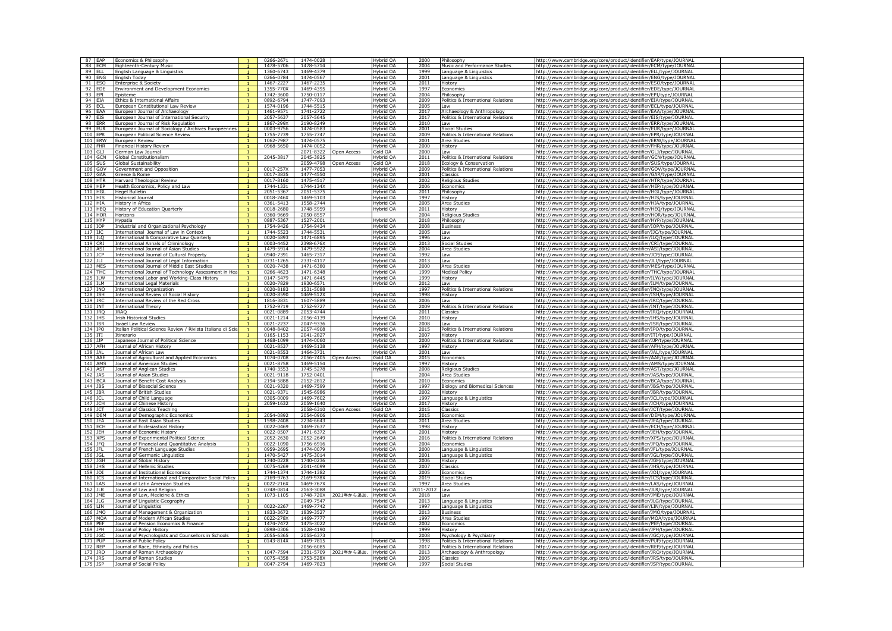| 87 | EAP | Economics & Philosophy | 1 | 0266-2671 | 1474-0028 | | Hybrid OA | 2000 | Philosophy | http://www.cambridge.org/core/product/identifier/EAP/type/JOURNAL |
|---|---|---|---|---|---|---|---|---|---|---|
| 88 | ECM | Eighteenth-Century Music | 1 | 1478-5706 | 1478-5714 | | Hybrid OA | 2004 | Music and Performance Studies | http://www.cambridge.org/core/product/identifier/ECM/type/JOURNAL |
| 89 | ELL | English Language & Linguistics | 1 | 1360-6743 | 1469-4379 | | Hybrid OA | 1999 | Language & Linguistics | http://www.cambridge.org/core/product/identifier/ELL/type/JOURNAL |
| 90 | ENG | English Today | 1 | 0266-0784 | 1474-0567 | | Hybrid OA | 2001 | Language & Linguistics | http://www.cambridge.org/core/product/identifier/ENG/type/JOURNAL |
| 91 | ESO | Enterprise & Society | 1 | 1467-2227 | 1467-2235 | | Hybrid OA | 2011 | History | http://www.cambridge.org/core/product/identifier/ESO/type/JOURNAL |
| 92 | EDE | Environment and Development Economics | 1 | 1355-770X | 1469-4395 | | Hybrid OA | 1997 | Economics | http://www.cambridge.org/core/product/identifier/EDE/type/JOURNAL |
| 93 | EPI | Episteme | 1 | 1742-3600 | 1750-0117 | | Hybrid OA | 2004 | Philosophy | http://www.cambridge.org/core/product/identifier/EPI/type/JOURNAL |
| 94 | EIA | Ethics & International Affairs | 1 | 0892-6794 | 1747-7093 | | Hybrid OA | 2009 | Politics & International Relations | http://www.cambridge.org/core/product/identifier/EIA/type/JOURNAL |
| 95 | ECL | European Constitutional Law Review | 1 | 1574-0196 | 1744-5515 | | Hybrid OA | 2005 | Law | http://www.cambridge.org/core/product/identifier/ECL/type/JOURNAL |
| 96 | EAA | European Journal of Archaeology | 1 | 1461-9571 | 1741-2722 | | Hybrid OA | 2017 | Archaeology & Anthropology | http://www.cambridge.org/core/product/identifier/EAA/type/JOURNAL |
| 97 | EIS | European Journal of International Security | 1 | 2057-5637 | 2057-5645 | | Hybrid OA | 2017 | Politics & International Relations | http://www.cambridge.org/core/product/identifier/EIS/type/JOURNAL |
| 98 | ERR | European Journal of Risk Regulation | 1 | 1867-299X | 2190-8249 | | Hybrid OA | 2010 | Law | http://www.cambridge.org/core/product/identifier/ERR/type/JOURNAL |
| 99 | EUR | European Journal of Sociology / Archives Européennes | 1 | 0003-9756 | 1474-0583 | | Hybrid OA | 2001 | Social Studies | http://www.cambridge.org/core/product/identifier/EUR/type/JOURNAL |
| 100 | EPR | European Political Science Review | 1 | 1755-7739 | 1755-7747 | | Hybrid OA | 2009 | Politics & International Relations | http://www.cambridge.org/core/product/identifier/EPR/type/JOURNAL |
| 101 | ERW | European Review | 1 | 1062-7987 | 1474-0575 | | Hybrid OA | 2001 | Area Studies | http://www.cambridge.org/core/product/identifier/ERW/type/JOURNAL |
| 102 | FHR | Financial History Review | 1 | 0968-5650 | 1474-0052 | | Hybrid OA | 2000 | History | http://www.cambridge.org/core/product/identifier/FHR/type/JOURNAL |
| 103 | GLJ | German Law Journal | 1 | | 2071-8322 | Open Access | Gold OA | 2000 | Law | http://www.cambridge.org/core/product/identifier/GLJ/type/JOURNAL |
| 104 | GCN | Global Constitutionalism | 1 | 2045-3817 | 2045-3825 | | Hybrid OA | 2011 | Politics & International Relations | http://www.cambridge.org/core/product/identifier/GCN/type/JOURNAL |
| 105 | SUS | Global Sustainability | 1 | | 2059-4798 | Open Access | Gold OA | 2018 | Ecology & Conservation | http://www.cambridge.org/core/product/identifier/SUS/type/JOURNAL |
| 106 | GOV | Government and Opposition | 1 | 0017-257X | 1477-7053 | | Hybrid OA | 2009 | Politics & International Relations | http://www.cambridge.org/core/product/identifier/GOV/type/JOURNAL |
| 107 | GAR | Greece & Rome | 1 | 0017-3835 | 1477-4550 | | Hybrid OA | 2001 | Classics | http://www.cambridge.org/core/product/identifier/GAR/type/JOURNAL |
| 108 | HTR | Harvard Theological Review | 1 | 0017-8160 | 1475-4517 | | Hybrid OA | 2002 | Religious Studies | http://www.cambridge.org/core/product/identifier/HTR/type/JOURNAL |
| 109 | HEP | Health Economics, Policy and Law | 1 | 1744-1331 | 1744-134X | | Hybrid OA | 2006 | Economics | http://www.cambridge.org/core/product/identifier/HEP/type/JOURNAL |
| 110 | HGL | Hegel Bulletin | 1 | 2051-5367 | 2051-5375 | | Hybrid OA | 2011 | Philosophy | http://www.cambridge.org/core/product/identifier/HGL/type/JOURNAL |
| 111 | HIS | Historical Journal | 1 | 0018-246X | 1469-5103 | | Hybrid OA | 1997 | History | http://www.cambridge.org/core/product/identifier/HIS/type/JOURNAL |
| 112 | HIA | History in Africa | 1 | 0361-5413 | 1558-2744 | | Hybrid OA | 2005 | Area Studies | http://www.cambridge.org/core/product/identifier/HIA/type/JOURNAL |
| 113 | HEQ | History of Education Quarterly | 1 | 0018-2680 | 1748-5959 | | Hybrid OA | 2011 | History | http://www.cambridge.org/core/product/identifier/HEQ/type/JOURNAL |
| 114 | HOR | Horizons | 1 | 0360-9669 | 2050-8557 | | | 2004 | Religious Studies | http://www.cambridge.org/core/product/identifier/HOR/type/JOURNAL |
| 115 | HYP | Hypatia | 1 | 0887-5367 | 1527-2001 | | Hybrid OA | 2018 | Philosophy | http://www.cambridge.org/core/product/identifier/HYP/type/JOURNAL |
| 116 | IOP | Industrial and Organizational Psychology | 1 | 1754-9426 | 1754-9434 | | Hybrid OA | 2008 | Business | http://www.cambridge.org/core/product/identifier/IOP/type/JOURNAL |
| 117 | IJC | International Journal of Law in Context | 1 | 1744-5523 | 1744-5531 | | Hybrid OA | 2005 | Law | http://www.cambridge.org/core/product/identifier/IJC/type/JOURNAL |
| 118 | ILQ | International & Comparative Law Quarterly | 1 | 0020-5893 | 1471-6895 | | Hybrid OA | 1996 | Law | http://www.cambridge.org/core/product/identifier/ILQ/type/JOURNAL |
| 119 | CRI | International Annals of Criminology | 1 | 0003-4452 | 2398-676X | | Hybrid OA | 2013 | Social Studies | http://www.cambridge.org/core/product/identifier/CRI/type/JOURNAL |
| 120 | ASI | International Journal of Asian Studies | 1 | 1479-5914 | 1479-5922 | | Hybrid OA | 2004 | Area Studies | http://www.cambridge.org/core/product/identifier/ASI/type/JOURNAL |
| 121 | JCP | International Journal of Cultural Property | 1 | 0940-7391 | 1465-7317 | | Hybrid OA | 1992 | Law | http://www.cambridge.org/core/product/identifier/JCP/type/JOURNAL |
| 122 | JLI | International Journal of Legal Information | 1 | 0731-1265 | 2331-4117 | | Hybrid OA | 2013 | Law | http://www.cambridge.org/core/product/identifier/JLI/type/JOURNAL |
| 123 | MES | International Journal of Middle East Studies | 1 | 0020-7438 | 1471-6380 | | Hybrid OA | 2000 | Area Studies | http://www.cambridge.org/core/product/identifier/MES/type/JOURNAL |
| 124 | THC | International Journal of Technology Assessment in Hea | 1 | 0266-4623 | 1471-6348 | | Hybrid OA | 1999 | Medical Policy | http://www.cambridge.org/core/product/identifier/THC/type/JOURNAL |
| 125 | ILW | International Labor and Working-Class History | 1 | 0147-5479 | 1471-6445 | | Hybrid OA | 1999 | History | http://www.cambridge.org/core/product/identifier/ILW/type/JOURNAL |
| 126 | ILM | International Legal Materials | 1 | 0020-7829 | 1930-6571 | | Hybrid OA | 2012 | Law | http://www.cambridge.org/core/product/identifier/ILM/type/JOURNAL |
| 127 | INO | International Organization | 1 | 0020-8183 | 1531-5088 | | | 1997 | Politics & International Relations | http://www.cambridge.org/core/product/identifier/INO/type/JOURNAL |
| 128 | ISH | International Review of Social History | 1 | 0020-8590 | 1469-512X | | Hybrid OA | 1998 | History | http://www.cambridge.org/core/product/identifier/ISH/type/JOURNAL |
| 129 | IRC | International Review of the Red Cross | 1 | 1816-3831 | 1607-5889 | | Hybrid OA | 2006 | Law | http://www.cambridge.org/core/product/identifier/IRC/type/JOURNAL |
| 130 | INT | International Theory | 1 | 1752-9719 | 1752-9727 | | Hybrid OA | 2009 | Politics & International Relations | http://www.cambridge.org/core/product/identifier/INT/type/JOURNAL |
| 131 | IRQ | IRAQ | 1 | 0021-0889 | 2053-4744 | | | 2011 | Classics | http://www.cambridge.org/core/product/identifier/IRQ/type/JOURNAL |
| 132 | IHS | Irish Historical Studies | 1 | 0021-1214 | 2056-4139 | | Hybrid OA | 2010 | History | http://www.cambridge.org/core/product/identifier/IHS/type/JOURNAL |
| 133 | ISR | Israel Law Review | 1 | 0021-2237 | 2047-9336 | | Hybrid OA | 2008 | Law | http://www.cambridge.org/core/product/identifier/ISR/type/JOURNAL |
| 134 | IPO | Italian Political Science Review / Rivista Italiana di Scie | 1 | 0048-8402 | 2057-4908 | | Hybrid OA | 2015 | Politics & International Relations | http://www.cambridge.org/core/product/identifier/IPO/type/JOURNAL |
| 135 | ITI | Itinerario | 1 | 0165-1153 | 2041-2827 | | Hybrid OA | 2007 | History | http://www.cambridge.org/core/product/identifier/ITI/type/JOURNAL |
| 136 | JJP | Japanese Journal of Political Science | 1 | 1468-1099 | 1474-0060 | | Hybrid OA | 2000 | Politics & International Relations | http://www.cambridge.org/core/product/identifier/JJP/type/JOURNAL |
| 137 | AFH | Journal of African History | 1 | 0021-8537 | 1469-5138 | | Hybrid OA | 1997 | History | http://www.cambridge.org/core/product/identifier/AFH/type/JOURNAL |
| 138 | JAL | Journal of African Law | 1 | 0021-8553 | 1464-3731 | | Hybrid OA | 2001 | Law | http://www.cambridge.org/core/product/identifier/JAL/type/JOURNAL |
| 139 | AAE | Journal of Agricultural and Applied Economics | 1 | 1074-0708 | 2056-7405 | Open Access | Gold OA | 2015 | Economics | http://www.cambridge.org/core/product/identifier/AAE/type/JOURNAL |
| 140 | AMS | Journal of American Studies | 1 | 0021-8758 | 1469-5154 | | Hybrid OA | 1997 | History | http://www.cambridge.org/core/product/identifier/AMS/type/JOURNAL |
| 141 | AST | Journal of Anglican Studies | 1 | 1740-3553 | 1745-5278 | | Hybrid OA | 2008 | Religious Studies | http://www.cambridge.org/core/product/identifier/AST/type/JOURNAL |
| 142 | JAS | Journal of Asian Studies | 1 | 0021-9118 | 1752-0401 | | | 2004 | Area Studies | http://www.cambridge.org/core/product/identifier/JAS/type/JOURNAL |
| 143 | BCA | Journal of Benefit-Cost Analysis | 1 | 2194-5888 | 2152-2812 | | Hybrid OA | 2010 | Economics | http://www.cambridge.org/core/product/identifier/BCA/type/JOURNAL |
| 144 | JBS | Journal of Biosocial Science | 1 | 0021-9320 | 1469-7599 | | Hybrid OA | 1997 | Biology and Biomedical Sciences | http://www.cambridge.org/core/product/identifier/JBS/type/JOURNAL |
| 145 | JBR | Journal of British Studies | 1 | 0021-9371 | 1545-6986 | | Hybrid OA | 2002 | History | http://www.cambridge.org/core/product/identifier/JBR/type/JOURNAL |
| 146 | JCL | Journal of Child Language | 1 | 0305-0009 | 1469-7602 | | Hybrid OA | 1997 | Language & Linguistics | http://www.cambridge.org/core/product/identifier/JCL/type/JOURNAL |
| 147 | JCH | Journal of Chinese History | 1 | 2059-1632 | 2059-1640 | | Hybrid OA | 2017 | History | http://www.cambridge.org/core/product/identifier/JCH/type/JOURNAL |
| 148 | JCT | Journal of Classics Teaching | 1 | | 2058-6310 | Open Access | Gold OA | 2015 | Classics | http://www.cambridge.org/core/product/identifier/JCT/type/JOURNAL |
| 149 | DEM | Journal of Demographic Economics | 1 | 2054-0892 | 2054-0906 | | Hybrid OA | 2015 | Economics | http://www.cambridge.org/core/product/identifier/DEM/type/JOURNAL |
| 150 | JEA | Journal of East Asian Studies | 1 | 1598-2408 | 2234-6643 | | Hybrid OA | 2011 | Area Studies | http://www.cambridge.org/core/product/identifier/JEA/type/JOURNAL |
| 151 | ECH | Journal of Ecclesiastical History | 1 | 0022-0469 | 1469-7637 | | Hybrid OA | 1998 | History | http://www.cambridge.org/core/product/identifier/ECH/type/JOURNAL |
| 152 | JEH | Journal of Economic History | 1 | 0022-0507 | 1471-6372 | | Hybrid OA | 2001 | History | http://www.cambridge.org/core/product/identifier/JEH/type/JOURNAL |
| 153 | XPS | Journal of Experimental Political Science | 1 | 2052-2630 | 2052-2649 | | Hybrid OA | 2016 | Politics & International Relations | http://www.cambridge.org/core/product/identifier/XPS/type/JOURNAL |
| 154 | JFQ | Journal of Financial and Quantitative Analysis | 1 | 0022-1090 | 1756-6916 | | Hybrid OA | 2004 | Economics | http://www.cambridge.org/core/product/identifier/JFQ/type/JOURNAL |
| 155 | JFL | Journal of French Language Studies | 1 | 0959-2695 | 1474-0079 | | Hybrid OA | 2000 | Language & Linguistics | http://www.cambridge.org/core/product/identifier/JFL/type/JOURNAL |
| 156 | JGL | Journal of Germanic Linguistics | 1 | 1470-5427 | 1475-3014 | | Hybrid OA | 2001 | Language & Linguistics | http://www.cambridge.org/core/product/identifier/JGL/type/JOURNAL |
| 157 | JGH | Journal of Global History | 1 | 1740-0228 | 1740-0236 | | Hybrid OA | 2006 | History | http://www.cambridge.org/core/product/identifier/JGH/type/JOURNAL |
| 158 | JHS | Journal of Hellenic Studies | 1 | 0075-4269 | 2041-4099 | | Hybrid OA | 2007 | Classics | http://www.cambridge.org/core/product/identifier/JHS/type/JOURNAL |
| 159 | JOI | Journal of Institutional Economics | 1 | 1744-1374 | 1744-1382 | | Hybrid OA | 2005 | Economics | http://www.cambridge.org/core/product/identifier/JOI/type/JOURNAL |
| 160 | ICS | Journal of International and Comparative Social Policy | 1 | 2169-9763 | 2169-978X | | Hybrid OA | 2019 | Social Studies | http://www.cambridge.org/core/product/identifier/ICS/type/JOURNAL |
| 161 | LAS | Journal of Latin American Studies | 1 | 0022-216X | 1469-767X | | Hybrid OA | 1997 | Area Studies | http://www.cambridge.org/core/product/identifier/LAS/type/JOURNAL |
| 162 | JLR | Journal of Law and Religion | 1 | 0748-0814 | 2163-3088 | | Hybrid OA | 2011-2012 | Law | http://www.cambridge.org/core/product/identifier/JLR/type/JOURNAL |
| 163 | JME | Journal of Law, Medicine & Ethics | 1 | 1073-1105 | 1748-720X | 2021年から追加. | Hybrid OA | 2018 | Law | http://www.cambridge.org/core/product/identifier/JME/type/JOURNAL |
| 164 | JLG | Journal of Linguistic Geography | 1 | | 2049-7547 | | Hybrid OA | 2013 | Language & Linguistics | http://www.cambridge.org/core/product/identifier/JLG/type/JOURNAL |
| 165 | LIN | Journal of Linguistics | 1 | 0022-2267 | 1469-7742 | | Hybrid OA | 1997 | Language & Linguistics | http://www.cambridge.org/core/product/identifier/LIN/type/JOURNAL |
| 166 | JMO | Journal of Management & Organization | 1 | 1833-3672 | 1839-3527 | | Hybrid OA | 2013 | Business | http://www.cambridge.org/core/product/identifier/JMO/type/JOURNAL |
| 167 | MOA | Journal of Modern African Studies | 1 | 0022-278X | 1469-7777 | | Hybrid OA | 1997 | Area Studies | http://www.cambridge.org/core/product/identifier/MOA/type/JOURNAL |
| 168 | PEF | Journal of Pension Economics & Finance | 1 | 1474-7472 | 1475-3022 | | Hybrid OA | 2002 | Economics | http://www.cambridge.org/core/product/identifier/PEF/type/JOURNAL |
| 169 | JPH | Journal of Policy History | 1 | 0898-0306 | 1528-4190 | | | 1999 | History | http://www.cambridge.org/core/product/identifier/JPH/type/JOURNAL |
| 170 | JGC | Journal of Psychologists and Counsellors in Schools | 1 | 2055-6365 | 2055-6373 | | | 2008 | Psychology & Psychiatry | http://www.cambridge.org/core/product/identifier/JGC/type/JOURNAL |
| 171 | PUP | Journal of Public Policy | 1 | 0143-814X | 1469-7815 | | Hybrid OA | 1998 | Politics & International Relations | http://www.cambridge.org/core/product/identifier/PUP/type/JOURNAL |
| 172 | REP | Journal of Race, Ethnicity and Politics | 1 | | 2056-6085 | | Hybrid OA | 2017 | Politics & International Relations | http://www.cambridge.org/core/product/identifier/REP/type/JOURNAL |
| 173 | JRO | Journal of Roman Archaeology | 1 | 1047-7594 | 2331-5709 | 2021年から追加. | Hybrid OA | 2013 | Archaeology & Anthropology | http://www.cambridge.org/core/product/identifier/JRO/type/JOURNAL |
| 174 | JRS | Journal of Roman Studies | 1 | 0075-4358 | 1753-528X | | Hybrid OA | 2005 | Classics | http://www.cambridge.org/core/product/identifier/JRS/type/JOURNAL |
| 175 | JSP | Journal of Social Policy | 1 | 0047-2794 | 1469-7823 | | Hybrid OA | 1997 | Social Studies | http://www.cambridge.org/core/product/identifier/JSP/type/JOURNAL |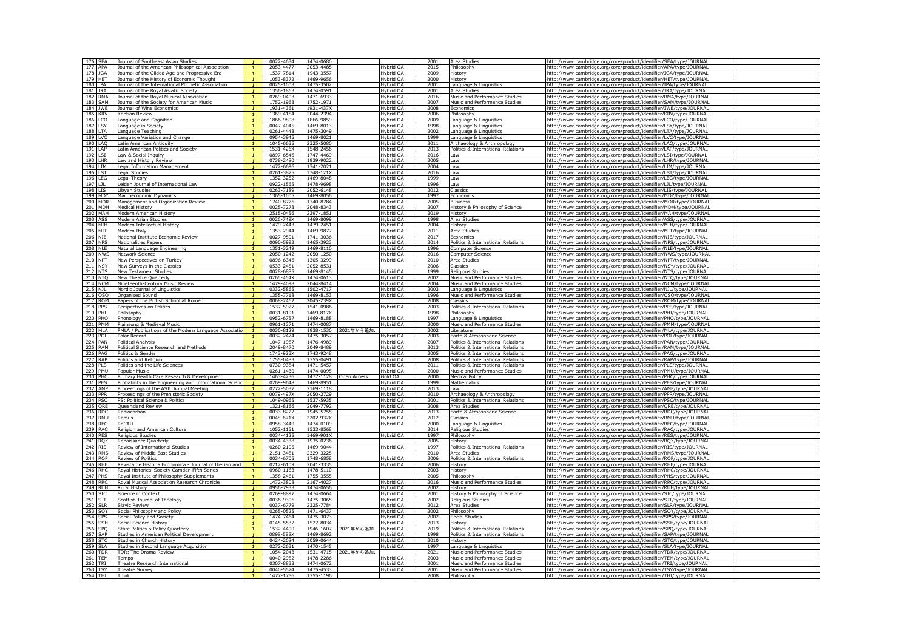| | | | | | | | | | | |
|---|---|---|---|---|---|---|---|---|---|---|
| 176 | SEA | Journal of Southeast Asian Studies | 1 | 0022-4634 | 1474-0680 | | | 2001 | Area Studies | http://www.cambridge.org/core/product/identifier/SEA/type/JOURNAL |
| 177 | APA | Journal of the American Philosophical Association | 1 | 2053-4477 | 2053-4485 | | Hybrid OA | 2015 | Philosophy | http://www.cambridge.org/core/product/identifier/APA/type/JOURNAL |
| 178 | JGA | Journal of the Gilded Age and Progressive Era | 1 | 1537-7814 | 1943-3557 | | Hybrid OA | 2009 | History | http://www.cambridge.org/core/product/identifier/JGA/type/JOURNAL |
| 179 | HET | Journal of the History of Economic Thought | 1 | 1053-8372 | 1469-9656 | | Hybrid OA | 2000 | History | http://www.cambridge.org/core/product/identifier/HET/type/JOURNAL |
| 180 | IPA | Journal of the International Phonetic Association | 1 | 0025-1003 | 1475-3502 | | Hybrid OA | 2001 | Language & Linguistics | http://www.cambridge.org/core/product/identifier/IPA/type/JOURNAL |
| 181 | JRA | Journal of the Royal Asiatic Society | 1 | 1356-1863 | 1474-0591 | | Hybrid OA | 2001 | Area Studies | http://www.cambridge.org/core/product/identifier/JRA/type/JOURNAL |
| 182 | RMA | Journal of the Royal Musical Association | 1 | 0269-0403 | 1471-6933 | | Hybrid OA | 2016 | Music and Performance Studies | http://www.cambridge.org/core/product/identifier/RMA/type/JOURNAL |
| 183 | SAM | Journal of the Society for American Music | 1 | 1752-1963 | 1752-1971 | | Hybrid OA | 2007 | Music and Performance Studies | http://www.cambridge.org/core/product/identifier/SAM/type/JOURNAL |
| 184 | JWE | Journal of Wine Economics | 1 | 1931-4361 | 1931-437X | | Hybrid OA | 2008 | Economics | http://www.cambridge.org/core/product/identifier/JWE/type/JOURNAL |
| 185 | KRV | Kantian Review | 1 | 1369-4154 | 2044-2394 | | Hybrid OA | 2006 | Philosophy | http://www.cambridge.org/core/product/identifier/KRV/type/JOURNAL |
| 186 | LCO | Language and Cognition | 1 | 1866-9808 | 1866-9859 | | Hybrid OA | 2009 | Language & Linguistics | http://www.cambridge.org/core/product/identifier/LCO/type/JOURNAL |
| 187 | LSY | Language in Society | 1 | 0047-4045 | 1469-8013 | | Hybrid OA | 1998 | Language & Linguistics | http://www.cambridge.org/core/product/identifier/LSY/type/JOURNAL |
| 188 | LTA | Language Teaching | 1 | 0261-4448 | 1475-3049 | | Hybrid OA | 2002 | Language & Linguistics | http://www.cambridge.org/core/product/identifier/LTA/type/JOURNAL |
| 189 | LVC | Language Variation and Change | 1 | 0954-3945 | 1469-8021 | | Hybrid OA | 1999 | Language & Linguistics | http://www.cambridge.org/core/product/identifier/LVC/type/JOURNAL |
| 190 | LAQ | Latin American Antiquity | 1 | 1045-6635 | 2325-5080 | | Hybrid OA | 2011 | Archaeology & Anthropology | http://www.cambridge.org/core/product/identifier/LAQ/type/JOURNAL |
| 191 | LAP | Latin American Politics and Society | 1 | 1531-426X | 1548-2456 | | Hybrid OA | 2013 | Politics & International Relations | http://www.cambridge.org/core/product/identifier/LAP/type/JOURNAL |
| 192 | LSI | Law & Social Inquiry | 1 | 0897-6546 | 1747-4469 | | Hybrid OA | 2016 | Law | http://www.cambridge.org/core/product/identifier/LSI/type/JOURNAL |
| 193 | LHR | Law and History Review | 1 | 0738-2480 | 1939-9022 | | Hybrid OA | 2005 | Law | http://www.cambridge.org/core/product/identifier/LHR/type/JOURNAL |
| 194 | LIM | Legal Information Management | 1 | 1472-6696 | 1741-2021 | | Hybrid OA | 2004 | Law | http://www.cambridge.org/core/product/identifier/LIM/type/JOURNAL |
| 195 | LST | Legal Studies | 1 | 0261-3875 | 1748-121X | | Hybrid OA | 2016 | Law | http://www.cambridge.org/core/product/identifier/LST/type/JOURNAL |
| 196 | LEG | Legal Theory | 1 | 1352-3252 | 1469-8048 | | Hybrid OA | 1999 | Law | http://www.cambridge.org/core/product/identifier/LEG/type/JOURNAL |
| 197 | LJL | Leiden Journal of International Law | 1 | 0922-1565 | 1478-9698 | | Hybrid OA | 1996 | Law | http://www.cambridge.org/core/product/identifier/LJL/type/JOURNAL |
| 198 | LIS | Libyan Studies | 1 | 0263-7189 | 2052-6148 | | Hybrid OA | 2012 | Classics | http://www.cambridge.org/core/product/identifier/LIS/type/JOURNAL |
| 199 | MDY | Macroeconomic Dynamics | 1 | 1365-1005 | 1469-8056 | | Hybrid OA | 1997 | Economics | http://www.cambridge.org/core/product/identifier/MDY/type/JOURNAL |
| 200 | MOR | Management and Organization Review | 1 | 1740-8776 | 1740-8784 | | Hybrid OA | 2005 | Business | http://www.cambridge.org/core/product/identifier/MOR/type/JOURNAL |
| 201 | MDH | Medical History | 1 | 0025-7273 | 2048-8343 | | Hybrid OA | 2007 | History & Philosophy of Science | http://www.cambridge.org/core/product/identifier/MDH/type/JOURNAL |
| 202 | MAH | Modern American History | 1 | 2515-0456 | 2397-1851 | | Hybrid OA | 2019 | History | http://www.cambridge.org/core/product/identifier/MAH/type/JOURNAL |
| 203 | ASS | Modern Asian Studies | 1 | 0026-749X | 1469-8099 | | Hybrid OA | 1998 | Area Studies | http://www.cambridge.org/core/product/identifier/ASS/type/JOURNAL |
| 204 | MIH | Modern Intellectual History | 1 | 1479-2443 | 1479-2451 | | Hybrid OA | 2004 | History | http://www.cambridge.org/core/product/identifier/MIH/type/JOURNAL |
| 205 | MIT | Modern Italy | 1 | 1353-2944 | 1469-9877 | | Hybrid OA | 2011 | Area Studies | http://www.cambridge.org/core/product/identifier/MIT/type/JOURNAL |
| 206 | NIE | National Institute Economic Review | 1 | 0027-9501 | 1741-3036 | | Hybrid OA | 2017 | Economics | http://www.cambridge.org/core/product/identifier/NIE/type/JOURNAL |
| 207 | NPS | Nationalities Papers | 1 | 0090-5992 | 1465-3923 | | Hybrid OA | 2014 | Politics & International Relations | http://www.cambridge.org/core/product/identifier/NPS/type/JOURNAL |
| 208 | NLE | Natural Language Engineering | 1 | 1351-3249 | 1469-8110 | | Hybrid OA | 1996 | Computer Science | http://www.cambridge.org/core/product/identifier/NLE/type/JOURNAL |
| 209 | NWS | Network Science | 1 | 2050-1242 | 2050-1250 | | Hybrid OA | 2016 | Computer Science | http://www.cambridge.org/core/product/identifier/NWS/type/JOURNAL |
| 210 | NPT | New Perspectives on Turkey | 1 | 0896-6346 | 1305-3299 | | Hybrid OA | 2010 | Area Studies | http://www.cambridge.org/core/product/identifier/NPT/type/JOURNAL |
| 211 | NSY | New Surveys in the Classics | 1 | 0533-2451 | 2052-8531 | | | 2006 | Classics | http://www.cambridge.org/core/product/identifier/NSY/type/JOURNAL |
| 212 | NTS | New Testament Studies | 1 | 0028-6885 | 1469-8145 | | Hybrid OA | 1999 | Religious Studies | http://www.cambridge.org/core/product/identifier/NTS/type/JOURNAL |
| 213 | NTQ | New Theatre Quarterly | 1 | 0266-464X | 1474-0613 | | Hybrid OA | 2002 | Music and Performance Studies | http://www.cambridge.org/core/product/identifier/NTQ/type/JOURNAL |
| 214 | NCM | Nineteenth-Century Music Review | 1 | 1479-4098 | 2044-8414 | | Hybrid OA | 2004 | Music and Performance Studies | http://www.cambridge.org/core/product/identifier/NCM/type/JOURNAL |
| 215 | NJL | Nordic Journal of Linguistics | 1 | 0332-5865 | 1502-4717 | | Hybrid OA | 2003 | Language & Linguistics | http://www.cambridge.org/core/product/identifier/NJL/type/JOURNAL |
| 216 | OSO | Organised Sound | 1 | 1355-7718 | 1469-8153 | | Hybrid OA | 1996 | Music and Performance Studies | http://www.cambridge.org/core/product/identifier/OSO/type/JOURNAL |
| 217 | ROM | Papers of the British School at Rome | 1 | 0068-2462 | 2045-239X | | | 2008 | Classics | http://www.cambridge.org/core/product/identifier/ROM/type/JOURNAL |
| 218 | PPS | Perspectives on Politics | 1 | 1537-5927 | 1541-0986 | | Hybrid OA | 2003 | Politics & International Relations | http://www.cambridge.org/core/product/identifier/PPS/type/JOURNAL |
| 219 | PHI | Philosophy | 1 | 0031-8191 | 1469-817X | | | 1998 | Philosophy | http://www.cambridge.org/core/product/identifier/PHI/type/JOURNAL |
| 220 | PHO | Phonology | 1 | 0952-6757 | 1469-8188 | | Hybrid OA | 1997 | Language & Linguistics | http://www.cambridge.org/core/product/identifier/PHO/type/JOURNAL |
| 221 | PMM | Plainsong & Medieval Music | 1 | 0961-1371 | 1474-0087 | | Hybrid OA | 2000 | Music and Performance Studies | http://www.cambridge.org/core/product/identifier/PMM/type/JOURNAL |
| 222 | MLA | PMLA / Publications of the Modern Language Associatio | 1 | 0030-8129 | 1938-1530 | 2021年から追加. | | 2002 | Literature | http://www.cambridge.org/core/product/identifier/MLA/type/JOURNAL |
| 223 | POL | Polar Record | 1 | 0032-2474 | 1475-3057 | | Hybrid OA | 2003 | Earth & Atmospheric Science | http://www.cambridge.org/core/product/identifier/POL/type/JOURNAL |
| 224 | PAN | Political Analysis | 1 | 1047-1987 | 1476-4989 | | Hybrid OA | 2007 | Politics & International Relations | http://www.cambridge.org/core/product/identifier/PAN/type/JOURNAL |
| 225 | RAM | Political Science Research and Methods | 1 | 2049-8470 | 2049-8489 | | Hybrid OA | 2013 | Politics & International Relations | http://www.cambridge.org/core/product/identifier/RAM/type/JOURNAL |
| 226 | PAG | Politics & Gender | 1 | 1743-923X | 1743-9248 | | Hybrid OA | 2005 | Politics & International Relations | http://www.cambridge.org/core/product/identifier/PAG/type/JOURNAL |
| 227 | RAP | Politics and Religion | 1 | 1755-0483 | 1755-0491 | | Hybrid OA | 2008 | Politics & International Relations | http://www.cambridge.org/core/product/identifier/RAP/type/JOURNAL |
| 228 | PLS | Politics and the Life Sciences | 1 | 0730-9384 | 1471-5457 | | Hybrid OA | 2011 | Politics & International Relations | http://www.cambridge.org/core/product/identifier/PLS/type/JOURNAL |
| 229 | PMU | Popular Music | 1 | 0261-1430 | 1474-0095 | | Hybrid OA | 2000 | Music and Performance Studies | http://www.cambridge.org/core/product/identifier/PMU/type/JOURNAL |
| 230 | PHC | Primary Health Care Research & Development | 1 | 1463-4236 | 1477-1128 | Open Access | Gold OA | 2000 | Medical Policy | http://www.cambridge.org/core/product/identifier/PHC/type/JOURNAL |
| 231 | PES | Probability in the Engineering and Informational Scienc | 1 | 0269-9648 | 1469-8951 | | Hybrid OA | 1999 | Mathematics | http://www.cambridge.org/core/product/identifier/PES/type/JOURNAL |
| 232 | AMP | Proceedings of the ASIL Annual Meeting | 1 | 0272-5037 | 2169-1118 | | Hybrid OA | 2013 | Law | http://www.cambridge.org/core/product/identifier/AMP/type/JOURNAL |
| 233 | PPR | Proceedings of the Prehistoric Society | 1 | 0079-497X | 2050-2729 | | Hybrid OA | 2010 | Archaeology & Anthropology | http://www.cambridge.org/core/product/identifier/PPR/type/JOURNAL |
| 234 | PSC | PS: Political Science & Politics | 1 | 1049-0965 | 1537-5935 | | Hybrid OA | 2001 | Politics & International Relations | http://www.cambridge.org/core/product/identifier/PSC/type/JOURNAL |
| 235 | QRE | Queensland Review | 1 | 1321-8166 | 2049-7792 | | Hybrid OA | 2008 | Area Studies | http://www.cambridge.org/core/product/identifier/QRE/type/JOURNAL |
| 236 | RDC | Radiocarbon | 1 | 0033-8222 | 1945-5755 | | Hybrid OA | 2013 | Earth & Atmospheric Science | http://www.cambridge.org/core/product/identifier/RDC/type/JOURNAL |
| 237 | RMU | Ramus | 1 | 0048-671X | 2202-932X | | Hybrid OA | 2012 | Classics | http://www.cambridge.org/core/product/identifier/RMU/type/JOURNAL |
| 238 | REC | ReCALL | 1 | 0958-3440 | 1474-0109 | | Hybrid OA | 2000 | Language & Linguistics | http://www.cambridge.org/core/product/identifier/REC/type/JOURNAL |
| 239 | RAC | Religion and American Culture | 1 | 1052-1151 | 1533-8568 | | | 2014 | Religious Studies | http://www.cambridge.org/core/product/identifier/RAC/type/JOURNAL |
| 240 | RES | Religious Studies | 1 | 0034-4125 | 1469-901X | | Hybrid OA | 1997 | Philosophy | http://www.cambridge.org/core/product/identifier/RES/type/JOURNAL |
| 241 | RQX | Renaissance Quarterly | 1 | 0034-4338 | 1935-0236 | | | 2005 | History | http://www.cambridge.org/core/product/identifier/RQX/type/JOURNAL |
| 242 | RIS | Review of International Studies | 1 | 0260-2105 | 1469-9044 | | Hybrid OA | 1997 | Politics & International Relations | http://www.cambridge.org/core/product/identifier/RIS/type/JOURNAL |
| 243 | RMS | Review of Middle East Studies | 1 | 2151-3481 | 2329-3225 | | | 2010 | Area Studies | http://www.cambridge.org/core/product/identifier/RMS/type/JOURNAL |
| 244 | ROP | Review of Politics | 1 | 0034-6705 | 1748-6858 | | Hybrid OA | 2006 | Politics & International Relations | http://www.cambridge.org/core/product/identifier/ROP/type/JOURNAL |
| 245 | RHE | Revista de Historia Economica - Journal of Iberian and | 1 | 0212-6109 | 2041-3335 | | Hybrid OA | 2006 | History | http://www.cambridge.org/core/product/identifier/RHE/type/JOURNAL |
| 246 | RHC | Royal Historical Society Camden Fifth Series | 1 | 0960-1163 | 1478-5110 | | | 2003 | History | http://www.cambridge.org/core/product/identifier/RHC/type/JOURNAL |
| 247 | PHS | Royal Institute of Philosophy Supplements | 1 | 1358-2461 | 1755-3555 | | | 2005 | Philosophy | http://www.cambridge.org/core/product/identifier/PHS/type/JOURNAL |
| 248 | RRC | Royal Musical Association Research Chronicle | 1 | 1472-3808 | 2167-4027 | | Hybrid OA | 2016 | Music and Performance Studies | http://www.cambridge.org/core/product/identifier/RRC/type/JOURNAL |
| 249 | RUH | Rural History | 1 | 0956-7933 | 1474-0656 | | Hybrid OA | 2002 | History | http://www.cambridge.org/core/product/identifier/RUH/type/JOURNAL |
| 250 | SIC | Science in Context | 1 | 0269-8897 | 1474-0664 | | Hybrid OA | 2001 | History & Philosophy of Science | http://www.cambridge.org/core/product/identifier/SIC/type/JOURNAL |
| 251 | SJT | Scottish Journal of Theology | 1 | 0036-9306 | 1475-3065 | | Hybrid OA | 2002 | Religious Studies | http://www.cambridge.org/core/product/identifier/SJT/type/JOURNAL |
| 252 | SLR | Slavic Review | 1 | 0037-6779 | 2325-7784 | | Hybrid OA | 2012 | Area Studies | http://www.cambridge.org/core/product/identifier/SLR/type/JOURNAL |
| 253 | SOY | Social Philosophy and Policy | 1 | 0265-0525 | 1471-6437 | | Hybrid OA | 2002 | Philosophy | http://www.cambridge.org/core/product/identifier/SOY/type/JOURNAL |
| 254 | SPS | Social Policy and Society | 1 | 1474-7464 | 1475-3073 | | Hybrid OA | 2002 | Social Studies | http://www.cambridge.org/core/product/identifier/SPS/type/JOURNAL |
| 255 | SSH | Social Science History | 1 | 0145-5532 | 1527-8034 | | Hybrid OA | 2013 | History | http://www.cambridge.org/core/product/identifier/SSH/type/JOURNAL |
| 256 | SPQ | State Politics & Policy Quarterly | 1 | 1532-4400 | 1946-1607 | 2021年から追加. | Hybrid OA | 2019 | Politics & International Relations | http://www.cambridge.org/core/product/identifier/SPQ/type/JOURNAL |
| 257 | SAP | Studies in American Political Development | 1 | 0898-588X | 1469-8692 | | Hybrid OA | 1998 | Politics & International Relations | http://www.cambridge.org/core/product/identifier/SAP/type/JOURNAL |
| 258 | STC | Studies in Church History | 1 | 0424-2084 | 2059-0644 | | Hybrid OA | 2010 | History | http://www.cambridge.org/core/product/identifier/STC/type/JOURNAL |
| 259 | SLA | Studies in Second Language Acquisition | 1 | 0272-2631 | 1470-1545 | | Hybrid OA | 1997 | Language & Linguistics | http://www.cambridge.org/core/product/identifier/SLA/type/JOURNAL |
| 260 | TDR | TDR: The Drama Review | 1 | 1054-2043 | 1531-4715 | 2021年から追加. | | 2021 | Music and Performance Studies | http://www.cambridge.org/core/product/identifier/TDR/type/JOURNAL |
| 261 | TEM | Tempo | 1 | 0040-2982 | 1478-2286 | | Hybrid OA | 2003 | Music and Performance Studies | http://www.cambridge.org/core/product/identifier/TEM/type/JOURNAL |
| 262 | TRI | Theatre Research International | 1 | 0307-8833 | 1474-0672 | | Hybrid OA | 2001 | Music and Performance Studies | http://www.cambridge.org/core/product/identifier/TRI/type/JOURNAL |
| 263 | TSY | Theatre Survey | 1 | 0040-5574 | 1475-4533 | | Hybrid OA | 2001 | Music and Performance Studies | http://www.cambridge.org/core/product/identifier/TSY/type/JOURNAL |
| 264 | THI | Think | 1 | 1477-1756 | 1755-1196 | | | 2008 | Philosophy | http://www.cambridge.org/core/product/identifier/THI/type/JOURNAL |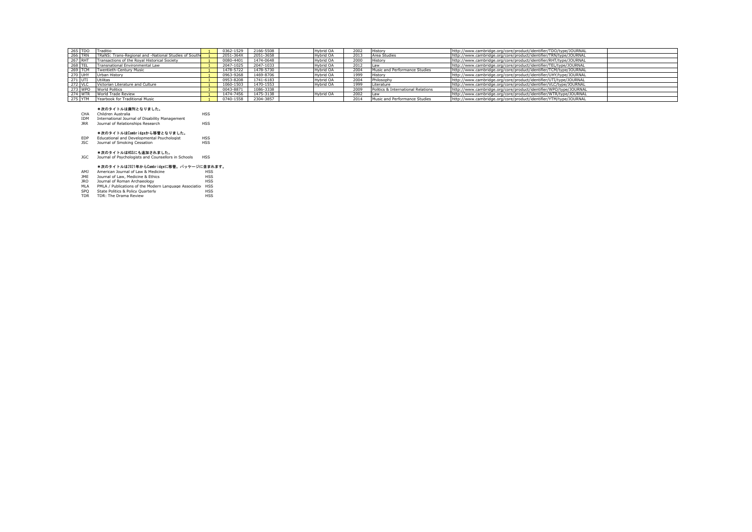| | | | | | | | | | | | |
|---|---|---|---|---|---|---|---|---|---|---|---|
| 265 | TDO | Traditio | 1 | 0362-1529 | 2166-5508 | | Hybrid OA | 2002 | History | http://www.cambridge.org/core/product/identifier/TDO/type/JOURNAL | |
| 266 | TRN | TRaNS: Trans-Regional and -National Studies of Southe | 1 | 2051-364X | 2051-3658 | | Hybrid OA | 2013 | Area Studies | http://www.cambridge.org/core/product/identifier/TRN/type/JOURNAL | |
| 267 | RHT | Transactions of the Royal Historical Society | 1 | 0080-4401 | 1474-0648 | | Hybrid OA | 2000 | History | http://www.cambridge.org/core/product/identifier/RHT/type/JOURNAL | |
| 268 | TEL | Transnational Environmental Law | 1 | 2047-1025 | 2047-1033 | | Hybrid OA | 2012 | Law | http://www.cambridge.org/core/product/identifier/TEL/type/JOURNAL | |
| 269 | TCM | Twentieth-Century Music | 1 | 1478-5722 | 1478-5730 | | Hybrid OA | 2004 | Music and Performance Studies | http://www.cambridge.org/core/product/identifier/TCM/type/JOURNAL | |
| 270 | UHY | Urban History | 1 | 0963-9268 | 1469-8706 | | Hybrid OA | 1999 | History | http://www.cambridge.org/core/product/identifier/UHY/type/JOURNAL | |
| 271 | UTI | Utilitas | 1 | 0953-8208 | 1741-6183 | | Hybrid OA | 2004 | Philosophy | http://www.cambridge.org/core/product/identifier/UTI/type/JOURNAL | |
| 272 | VLC | Victorian Literature and Culture | 1 | 1060-1503 | 1470-1553 | | Hybrid OA | 1999 | Literature | http://www.cambridge.org/core/product/identifier/VLC/type/JOURNAL | |
| 273 | WPO | World Politics | 1 | 0043-8871 | 1086-3338 | | | 2009 | Politics & International Relations | http://www.cambridge.org/core/product/identifier/WPO/type/JOURNAL | |
| 274 | WTR | World Trade Review | 1 | 1474-7456 | 1475-3138 | | Hybrid OA | 2002 | Law | http://www.cambridge.org/core/product/identifier/WTR/type/JOURNAL | |
| 275 | YTM | Yearbook for Traditional Music | 1 | 0740-1558 | 2304-3857 | | | 2014 | Music and Performance Studies | http://www.cambridge.org/core/product/identifier/YTM/type/JOURNAL | |

＊次のタイトルは廃刊となりました。

| | | |
|---|---|---|
| CHA | Children Australia | HSS |
| IDM | International Journal of Disability Management | |
| JRR | Journal of Relationships Research | HSS |

＊次のタイトルはCambridgeから移管となりました。

| | | |
|---|---|---|
| EDP | Educational and Developmental Psychologist | HSS |
| JSC | Journal of Smoking Cessation | HSS |

＊次のタイトルはHSSにも追加されました。

| | | |
|---|---|---|
| JGC | Journal of Psychologists and Counsellors in Schools | HSS |

＊次のタイトルは2021年からCambridgeに移管。パッケージに含まれます。

| | | |
|---|---|---|
| AMJ | American Journal of Law & Medicine | HSS |
| JME | Journal of Law, Medicine & Ethics | HSS |
| JRO | Journal of Roman Archaeology | HSS |
| MLA | PMLA / Publications of the Modern Language Associatio | HSS |
| SPQ | State Politics & Policy Quarterly | HSS |
| TDR | TDR: The Drama Review | HSS |